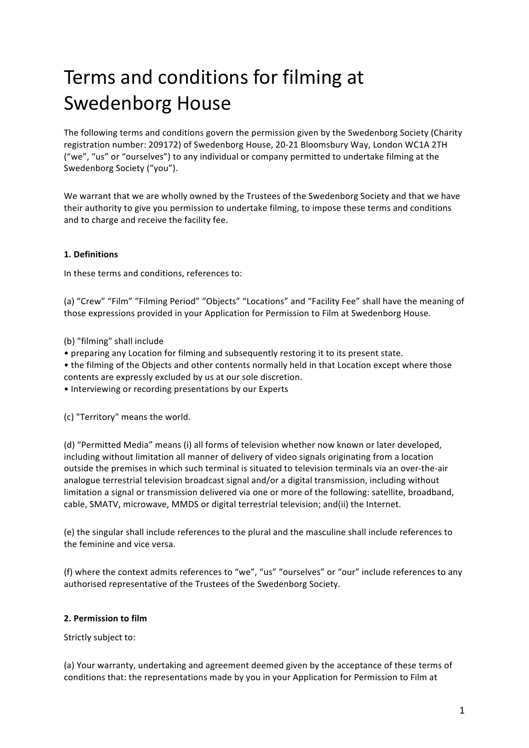# Terms and conditions for filming at Swedenborg House

The following terms and conditions govern the permission given by the Swedenborg Society (Charity registration number: 209172) of Swedenborg House, 20-21 Bloomsbury Way, London WC1A 2TH ("we", "us" or "ourselves") to any individual or company permitted to undertake filming at the Swedenborg Society ("you").

We warrant that we are wholly owned by the Trustees of the Swedenborg Society and that we have their authority to give you permission to undertake filming, to impose these terms and conditions and to charge and receive the facility fee.

**1. Definitions**

In these terms and conditions, references to:

(a) "Crew" "Film" "Filming Period" "Objects" "Locations" and "Facility Fee" shall have the meaning of those expressions provided in your Application for Permission to Film at Swedenborg House.

(b) "filming" shall include

- preparing any Location for filming and subsequently restoring it to its present state.
- the filming of the Objects and other contents normally held in that Location except where those contents are expressly excluded by us at our sole discretion.
- Interviewing or recording presentations by our Experts

(c) "Territory" means the world.

(d) "Permitted Media" means (i) all forms of television whether now known or later developed, including without limitation all manner of delivery of video signals originating from a location outside the premises in which such terminal is situated to television terminals via an over-the-air analogue terrestrial television broadcast signal and/or a digital transmission, including without limitation a signal or transmission delivered via one or more of the following: satellite, broadband, cable, SMATV, microwave, MMDS or digital terrestrial television; and(ii) the Internet.

(e) the singular shall include references to the plural and the masculine shall include references to the feminine and vice versa.

(f) where the context admits references to "we", "us" "ourselves" or "our" include references to any authorised representative of the Trustees of the Swedenborg Society.

**2. Permission to film**

Strictly subject to:

(a) Your warranty, undertaking and agreement deemed given by the acceptance of these terms of conditions that: the representations made by you in your Application for Permission to Film at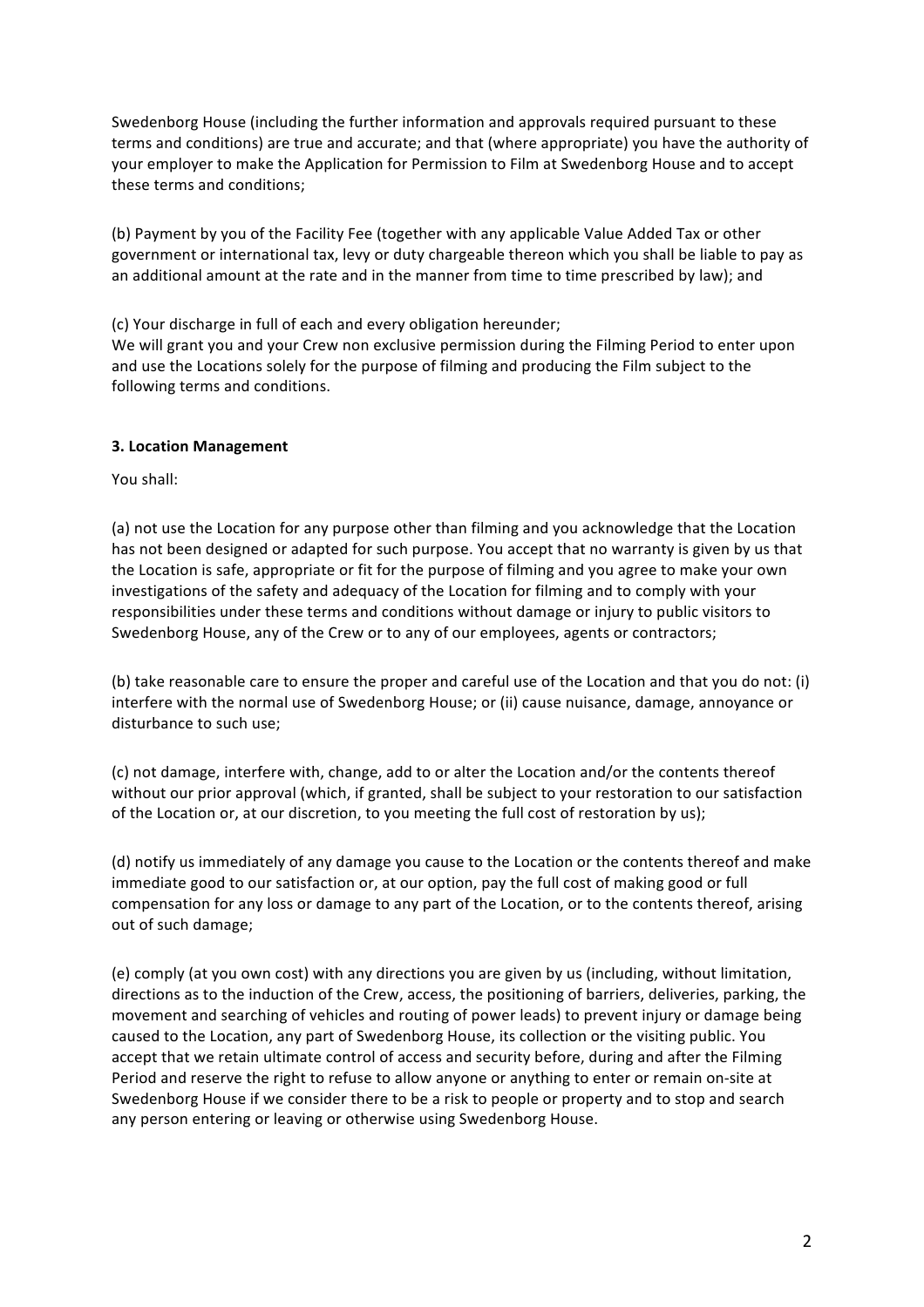Swedenborg House (including the further information and approvals required pursuant to these terms and conditions) are true and accurate; and that (where appropriate) you have the authority of your employer to make the Application for Permission to Film at Swedenborg House and to accept these terms and conditions;

(b) Payment by you of the Facility Fee (together with any applicable Value Added Tax or other government or international tax, levy or duty chargeable thereon which you shall be liable to pay as an additional amount at the rate and in the manner from time to time prescribed by law); and

(c) Your discharge in full of each and every obligation hereunder;
We will grant you and your Crew non exclusive permission during the Filming Period to enter upon and use the Locations solely for the purpose of filming and producing the Film subject to the following terms and conditions.

**3. Location Management**

You shall:

(a) not use the Location for any purpose other than filming and you acknowledge that the Location has not been designed or adapted for such purpose. You accept that no warranty is given by us that the Location is safe, appropriate or fit for the purpose of filming and you agree to make your own investigations of the safety and adequacy of the Location for filming and to comply with your responsibilities under these terms and conditions without damage or injury to public visitors to Swedenborg House, any of the Crew or to any of our employees, agents or contractors;

(b) take reasonable care to ensure the proper and careful use of the Location and that you do not: (i) interfere with the normal use of Swedenborg House; or (ii) cause nuisance, damage, annoyance or disturbance to such use;

(c) not damage, interfere with, change, add to or alter the Location and/or the contents thereof without our prior approval (which, if granted, shall be subject to your restoration to our satisfaction of the Location or, at our discretion, to you meeting the full cost of restoration by us);

(d) notify us immediately of any damage you cause to the Location or the contents thereof and make immediate good to our satisfaction or, at our option, pay the full cost of making good or full compensation for any loss or damage to any part of the Location, or to the contents thereof, arising out of such damage;

(e) comply (at you own cost) with any directions you are given by us (including, without limitation, directions as to the induction of the Crew, access, the positioning of barriers, deliveries, parking, the movement and searching of vehicles and routing of power leads) to prevent injury or damage being caused to the Location, any part of Swedenborg House, its collection or the visiting public. You accept that we retain ultimate control of access and security before, during and after the Filming Period and reserve the right to refuse to allow anyone or anything to enter or remain on-site at Swedenborg House if we consider there to be a risk to people or property and to stop and search any person entering or leaving or otherwise using Swedenborg House.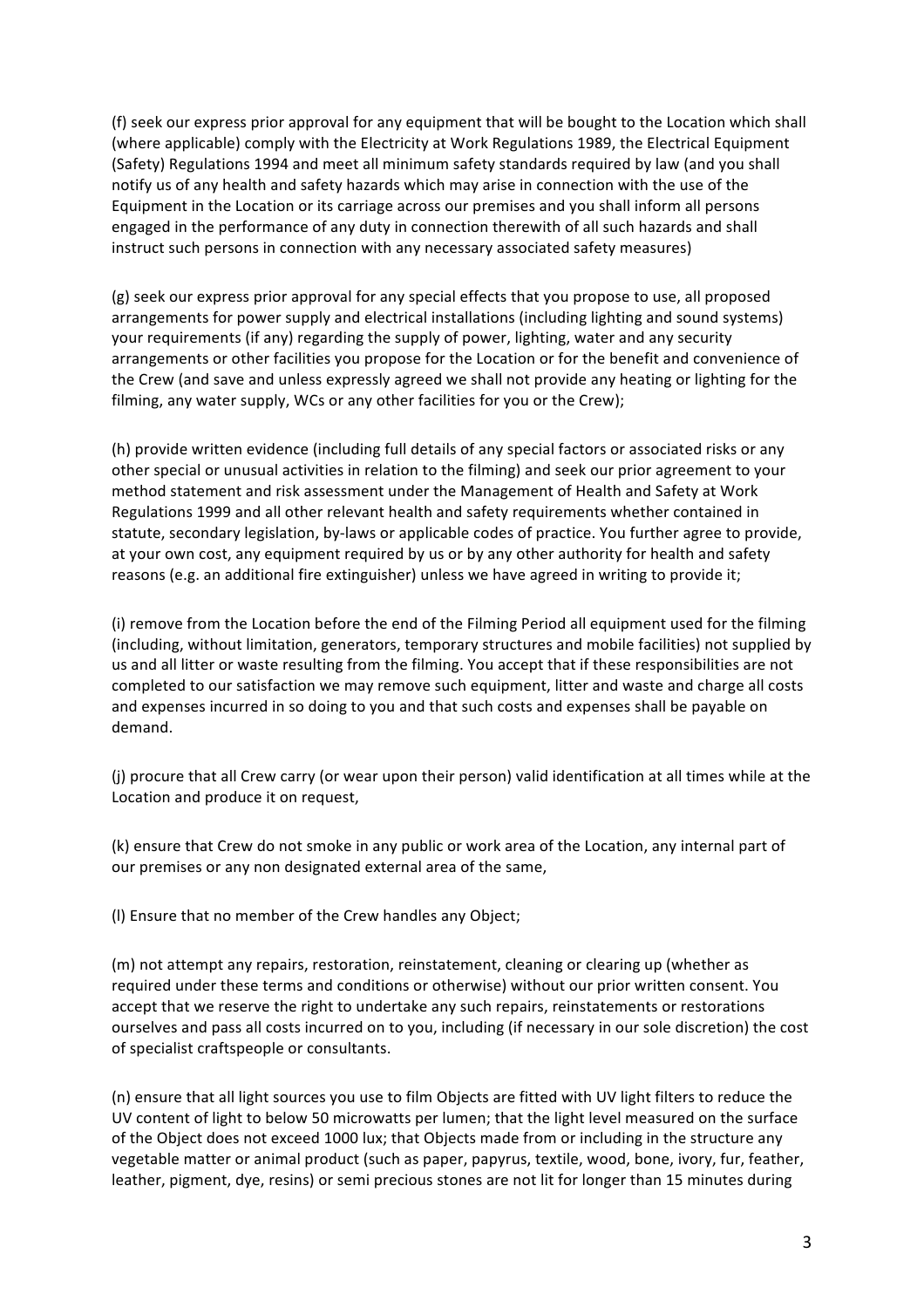(f) seek our express prior approval for any equipment that will be bought to the Location which shall (where applicable) comply with the Electricity at Work Regulations 1989, the Electrical Equipment (Safety) Regulations 1994 and meet all minimum safety standards required by law (and you shall notify us of any health and safety hazards which may arise in connection with the use of the Equipment in the Location or its carriage across our premises and you shall inform all persons engaged in the performance of any duty in connection therewith of all such hazards and shall instruct such persons in connection with any necessary associated safety measures)

(g) seek our express prior approval for any special effects that you propose to use, all proposed arrangements for power supply and electrical installations (including lighting and sound systems) your requirements (if any) regarding the supply of power, lighting, water and any security arrangements or other facilities you propose for the Location or for the benefit and convenience of the Crew (and save and unless expressly agreed we shall not provide any heating or lighting for the filming, any water supply, WCs or any other facilities for you or the Crew);

(h) provide written evidence (including full details of any special factors or associated risks or any other special or unusual activities in relation to the filming) and seek our prior agreement to your method statement and risk assessment under the Management of Health and Safety at Work Regulations 1999 and all other relevant health and safety requirements whether contained in statute, secondary legislation, by-laws or applicable codes of practice. You further agree to provide, at your own cost, any equipment required by us or by any other authority for health and safety reasons (e.g. an additional fire extinguisher) unless we have agreed in writing to provide it;

(i) remove from the Location before the end of the Filming Period all equipment used for the filming (including, without limitation, generators, temporary structures and mobile facilities) not supplied by us and all litter or waste resulting from the filming. You accept that if these responsibilities are not completed to our satisfaction we may remove such equipment, litter and waste and charge all costs and expenses incurred in so doing to you and that such costs and expenses shall be payable on demand.

(j) procure that all Crew carry (or wear upon their person) valid identification at all times while at the Location and produce it on request,

(k) ensure that Crew do not smoke in any public or work area of the Location, any internal part of our premises or any non designated external area of the same,

(l) Ensure that no member of the Crew handles any Object;

(m) not attempt any repairs, restoration, reinstatement, cleaning or clearing up (whether as required under these terms and conditions or otherwise) without our prior written consent. You accept that we reserve the right to undertake any such repairs, reinstatements or restorations ourselves and pass all costs incurred on to you, including (if necessary in our sole discretion) the cost of specialist craftspeople or consultants.

(n) ensure that all light sources you use to film Objects are fitted with UV light filters to reduce the UV content of light to below 50 microwatts per lumen; that the light level measured on the surface of the Object does not exceed 1000 lux; that Objects made from or including in the structure any vegetable matter or animal product (such as paper, papyrus, textile, wood, bone, ivory, fur, feather, leather, pigment, dye, resins) or semi precious stones are not lit for longer than 15 minutes during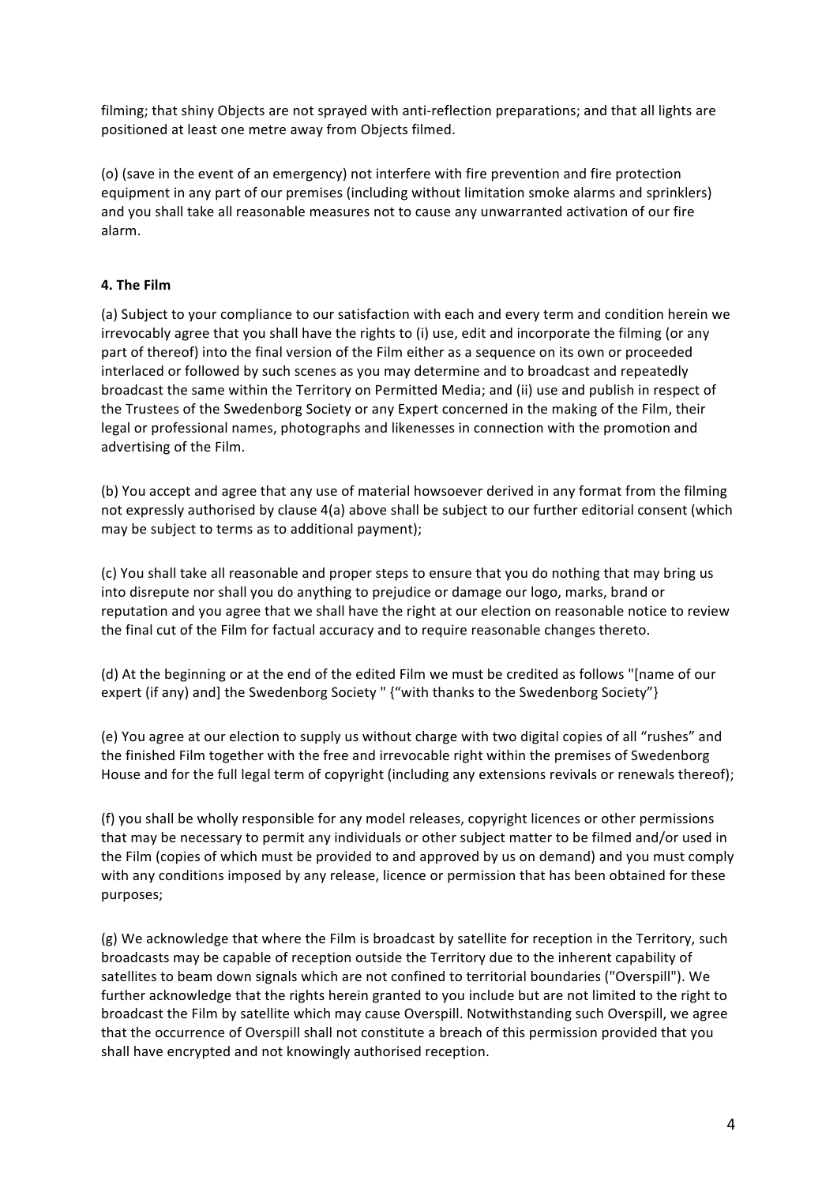filming; that shiny Objects are not sprayed with anti-reflection preparations; and that all lights are positioned at least one metre away from Objects filmed.

(o) (save in the event of an emergency) not interfere with fire prevention and fire protection equipment in any part of our premises (including without limitation smoke alarms and sprinklers) and you shall take all reasonable measures not to cause any unwarranted activation of our fire alarm.

**4. The Film**

(a) Subject to your compliance to our satisfaction with each and every term and condition herein we irrevocably agree that you shall have the rights to (i) use, edit and incorporate the filming (or any part of thereof) into the final version of the Film either as a sequence on its own or proceeded interlaced or followed by such scenes as you may determine and to broadcast and repeatedly broadcast the same within the Territory on Permitted Media; and (ii) use and publish in respect of the Trustees of the Swedenborg Society or any Expert concerned in the making of the Film, their legal or professional names, photographs and likenesses in connection with the promotion and advertising of the Film.

(b) You accept and agree that any use of material howsoever derived in any format from the filming not expressly authorised by clause 4(a) above shall be subject to our further editorial consent (which may be subject to terms as to additional payment);

(c) You shall take all reasonable and proper steps to ensure that you do nothing that may bring us into disrepute nor shall you do anything to prejudice or damage our logo, marks, brand or reputation and you agree that we shall have the right at our election on reasonable notice to review the final cut of the Film for factual accuracy and to require reasonable changes thereto.

(d) At the beginning or at the end of the edited Film we must be credited as follows "[name of our expert (if any) and] the Swedenborg Society " {"with thanks to the Swedenborg Society"}

(e) You agree at our election to supply us without charge with two digital copies of all "rushes" and the finished Film together with the free and irrevocable right within the premises of Swedenborg House and for the full legal term of copyright (including any extensions revivals or renewals thereof);

(f) you shall be wholly responsible for any model releases, copyright licences or other permissions that may be necessary to permit any individuals or other subject matter to be filmed and/or used in the Film (copies of which must be provided to and approved by us on demand) and you must comply with any conditions imposed by any release, licence or permission that has been obtained for these purposes;

(g) We acknowledge that where the Film is broadcast by satellite for reception in the Territory, such broadcasts may be capable of reception outside the Territory due to the inherent capability of satellites to beam down signals which are not confined to territorial boundaries ("Overspill"). We further acknowledge that the rights herein granted to you include but are not limited to the right to broadcast the Film by satellite which may cause Overspill. Notwithstanding such Overspill, we agree that the occurrence of Overspill shall not constitute a breach of this permission provided that you shall have encrypted and not knowingly authorised reception.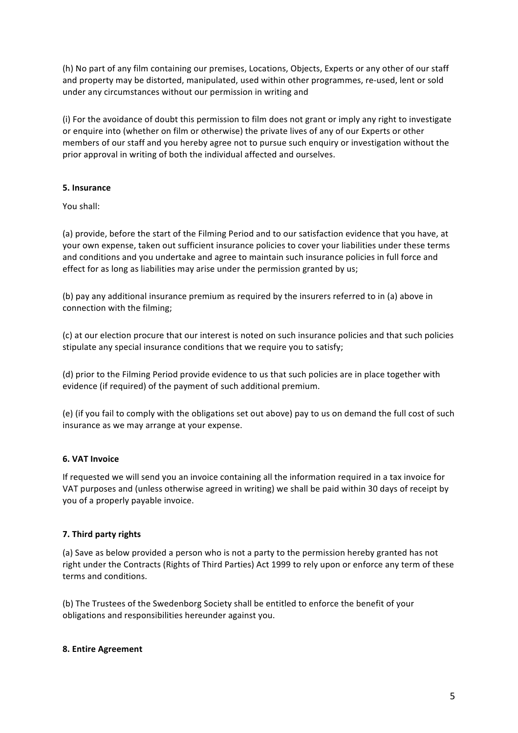(h) No part of any film containing our premises, Locations, Objects, Experts or any other of our staff and property may be distorted, manipulated, used within other programmes, re-used, lent or sold under any circumstances without our permission in writing and

(i) For the avoidance of doubt this permission to film does not grant or imply any right to investigate or enquire into (whether on film or otherwise) the private lives of any of our Experts or other members of our staff and you hereby agree not to pursue such enquiry or investigation without the prior approval in writing of both the individual affected and ourselves.

**5. Insurance**

You shall:

(a) provide, before the start of the Filming Period and to our satisfaction evidence that you have, at your own expense, taken out sufficient insurance policies to cover your liabilities under these terms and conditions and you undertake and agree to maintain such insurance policies in full force and effect for as long as liabilities may arise under the permission granted by us;

(b) pay any additional insurance premium as required by the insurers referred to in (a) above in connection with the filming;

(c) at our election procure that our interest is noted on such insurance policies and that such policies stipulate any special insurance conditions that we require you to satisfy;

(d) prior to the Filming Period provide evidence to us that such policies are in place together with evidence (if required) of the payment of such additional premium.

(e) (if you fail to comply with the obligations set out above) pay to us on demand the full cost of such insurance as we may arrange at your expense.

**6. VAT Invoice**

If requested we will send you an invoice containing all the information required in a tax invoice for VAT purposes and (unless otherwise agreed in writing) we shall be paid within 30 days of receipt by you of a properly payable invoice.

**7. Third party rights**

(a) Save as below provided a person who is not a party to the permission hereby granted has not right under the Contracts (Rights of Third Parties) Act 1999 to rely upon or enforce any term of these terms and conditions.

(b) The Trustees of the Swedenborg Society shall be entitled to enforce the benefit of your obligations and responsibilities hereunder against you.

**8. Entire Agreement**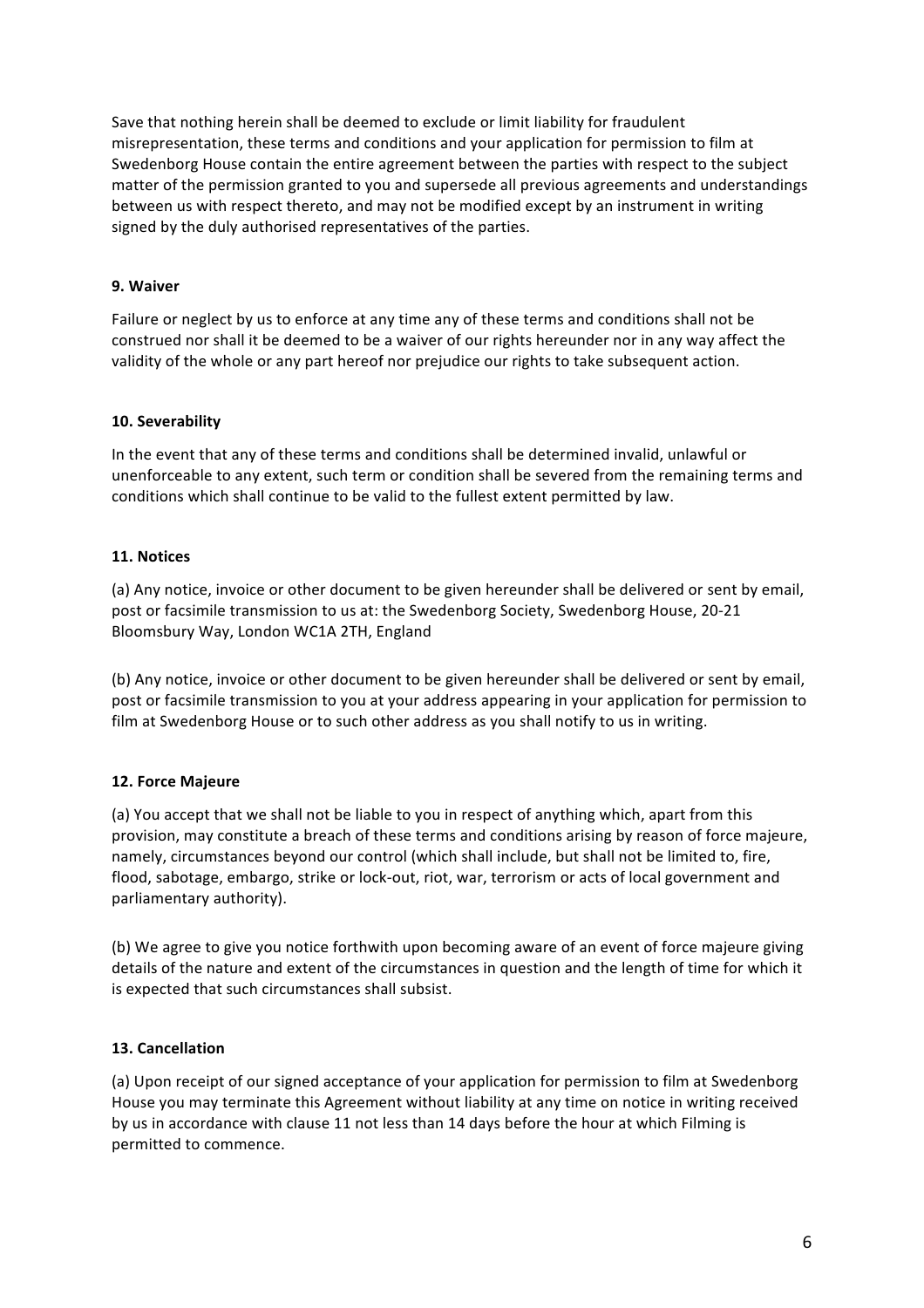Save that nothing herein shall be deemed to exclude or limit liability for fraudulent misrepresentation, these terms and conditions and your application for permission to film at Swedenborg House contain the entire agreement between the parties with respect to the subject matter of the permission granted to you and supersede all previous agreements and understandings between us with respect thereto, and may not be modified except by an instrument in writing signed by the duly authorised representatives of the parties.

**9. Waiver**

Failure or neglect by us to enforce at any time any of these terms and conditions shall not be construed nor shall it be deemed to be a waiver of our rights hereunder nor in any way affect the validity of the whole or any part hereof nor prejudice our rights to take subsequent action.

**10. Severability**

In the event that any of these terms and conditions shall be determined invalid, unlawful or unenforceable to any extent, such term or condition shall be severed from the remaining terms and conditions which shall continue to be valid to the fullest extent permitted by law.

**11. Notices**

(a) Any notice, invoice or other document to be given hereunder shall be delivered or sent by email, post or facsimile transmission to us at: the Swedenborg Society, Swedenborg House, 20-21 Bloomsbury Way, London WC1A 2TH, England

(b) Any notice, invoice or other document to be given hereunder shall be delivered or sent by email, post or facsimile transmission to you at your address appearing in your application for permission to film at Swedenborg House or to such other address as you shall notify to us in writing.

**12. Force Majeure**

(a) You accept that we shall not be liable to you in respect of anything which, apart from this provision, may constitute a breach of these terms and conditions arising by reason of force majeure, namely, circumstances beyond our control (which shall include, but shall not be limited to, fire, flood, sabotage, embargo, strike or lock-out, riot, war, terrorism or acts of local government and parliamentary authority).

(b) We agree to give you notice forthwith upon becoming aware of an event of force majeure giving details of the nature and extent of the circumstances in question and the length of time for which it is expected that such circumstances shall subsist.

**13. Cancellation**

(a) Upon receipt of our signed acceptance of your application for permission to film at Swedenborg House you may terminate this Agreement without liability at any time on notice in writing received by us in accordance with clause 11 not less than 14 days before the hour at which Filming is permitted to commence.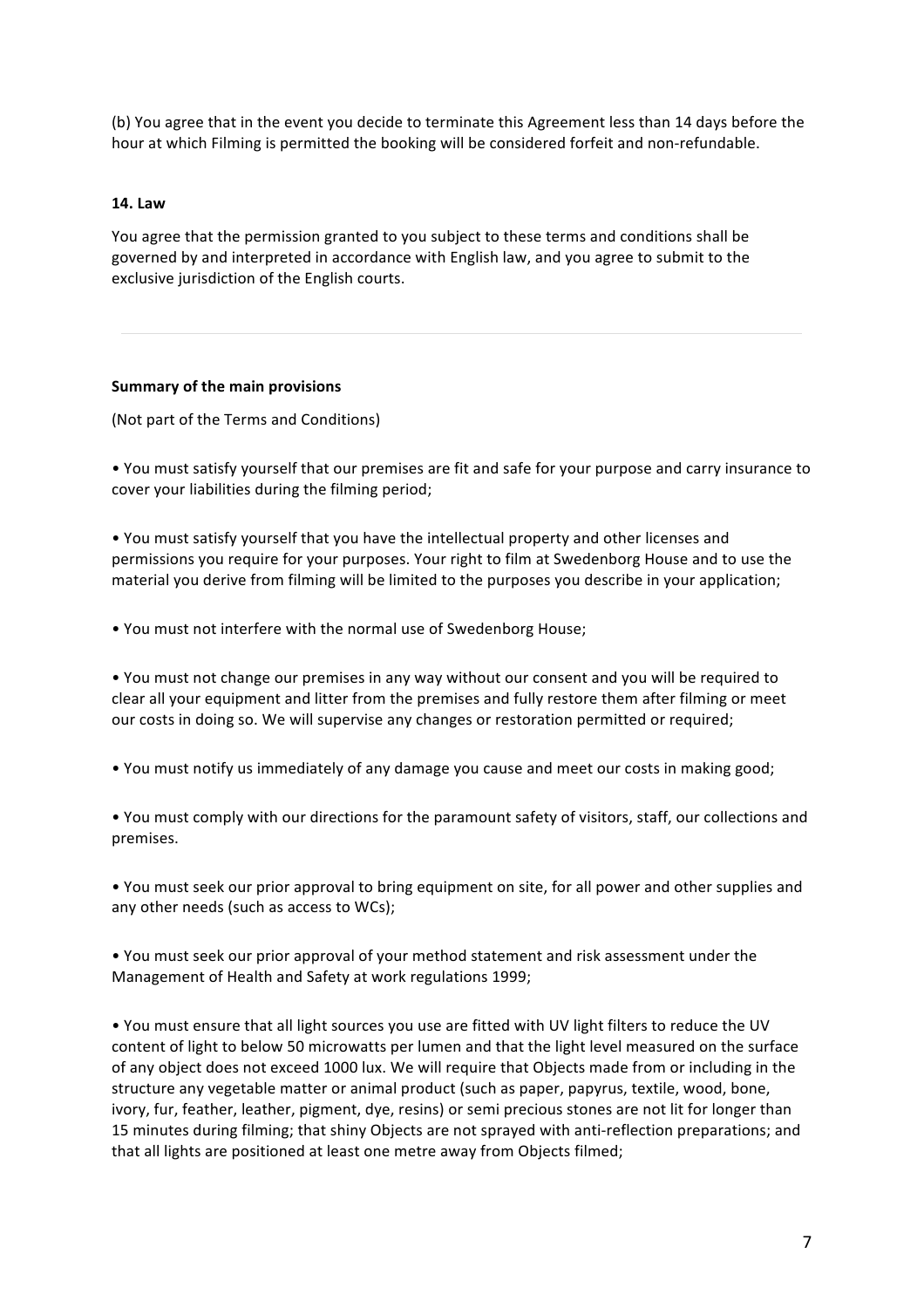(b) You agree that in the event you decide to terminate this Agreement less than 14 days before the hour at which Filming is permitted the booking will be considered forfeit and non-refundable.

**14. Law**

You agree that the permission granted to you subject to these terms and conditions shall be governed by and interpreted in accordance with English law, and you agree to submit to the exclusive jurisdiction of the English courts.

---

**Summary of the main provisions**

(Not part of the Terms and Conditions)

• You must satisfy yourself that our premises are fit and safe for your purpose and carry insurance to cover your liabilities during the filming period;

• You must satisfy yourself that you have the intellectual property and other licenses and permissions you require for your purposes. Your right to film at Swedenborg House and to use the material you derive from filming will be limited to the purposes you describe in your application;

• You must not interfere with the normal use of Swedenborg House;

• You must not change our premises in any way without our consent and you will be required to clear all your equipment and litter from the premises and fully restore them after filming or meet our costs in doing so. We will supervise any changes or restoration permitted or required;

• You must notify us immediately of any damage you cause and meet our costs in making good;

• You must comply with our directions for the paramount safety of visitors, staff, our collections and premises.

• You must seek our prior approval to bring equipment on site, for all power and other supplies and any other needs (such as access to WCs);

• You must seek our prior approval of your method statement and risk assessment under the Management of Health and Safety at work regulations 1999;

• You must ensure that all light sources you use are fitted with UV light filters to reduce the UV content of light to below 50 microwatts per lumen and that the light level measured on the surface of any object does not exceed 1000 lux. We will require that Objects made from or including in the structure any vegetable matter or animal product (such as paper, papyrus, textile, wood, bone, ivory, fur, feather, leather, pigment, dye, resins) or semi precious stones are not lit for longer than 15 minutes during filming; that shiny Objects are not sprayed with anti-reflection preparations; and that all lights are positioned at least one metre away from Objects filmed;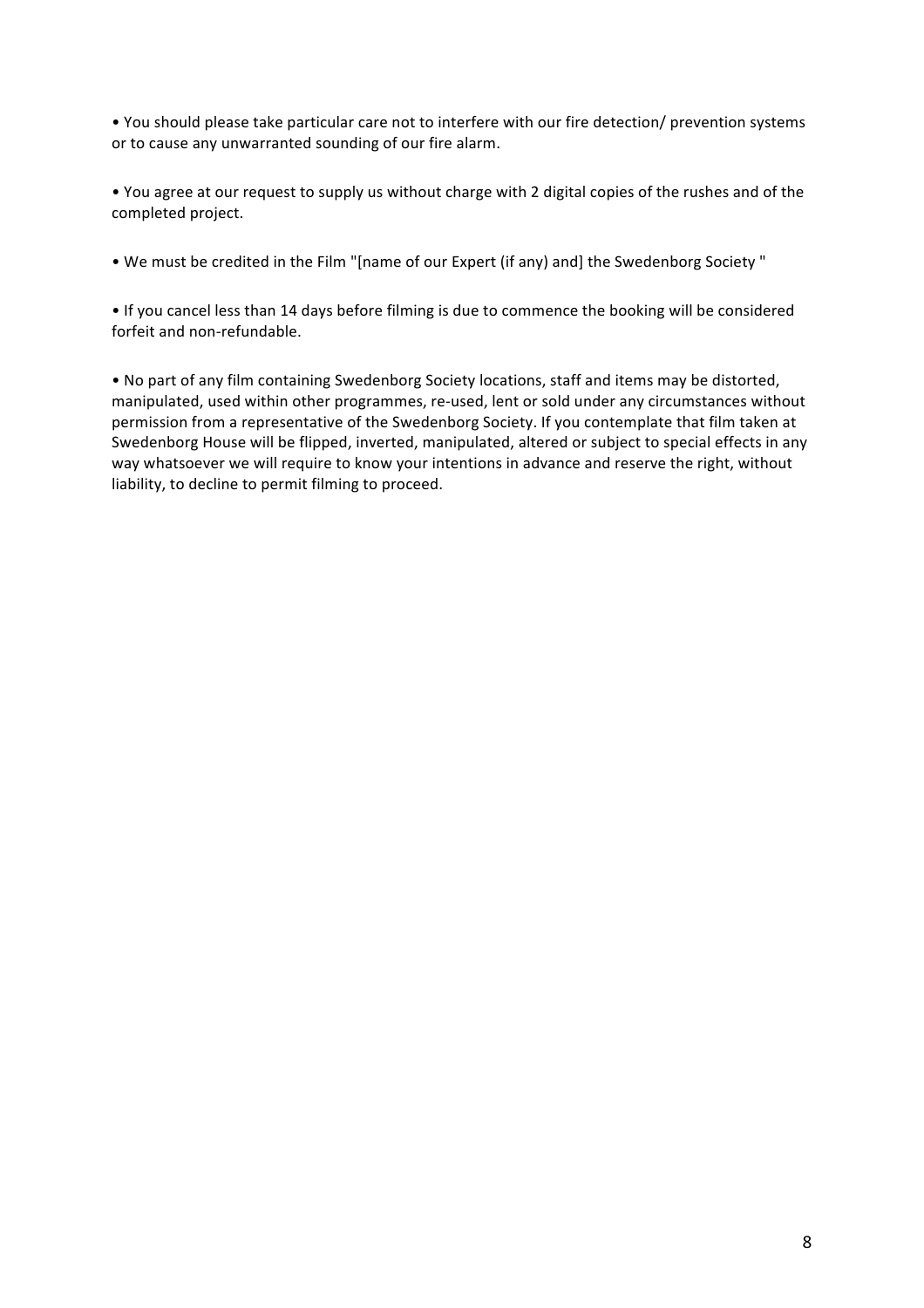- You should please take particular care not to interfere with our fire detection/ prevention systems or to cause any unwarranted sounding of our fire alarm.

- You agree at our request to supply us without charge with 2 digital copies of the rushes and of the completed project.

- We must be credited in the Film "[name of our Expert (if any) and] the Swedenborg Society "

- If you cancel less than 14 days before filming is due to commence the booking will be considered forfeit and non-refundable.

- No part of any film containing Swedenborg Society locations, staff and items may be distorted, manipulated, used within other programmes, re-used, lent or sold under any circumstances without permission from a representative of the Swedenborg Society. If you contemplate that film taken at Swedenborg House will be flipped, inverted, manipulated, altered or subject to special effects in any way whatsoever we will require to know your intentions in advance and reserve the right, without liability, to decline to permit filming to proceed.